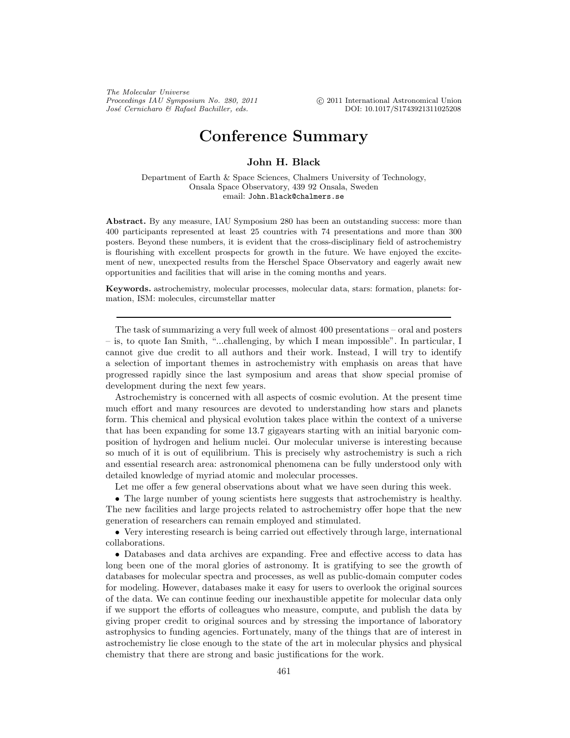*The Molecular Universe*
*Proceedings IAU Symposium No. 280, 2011*
*José Cernicharo & Rafael Bachiller, eds.*

© 2011 International Astronomical Union
DOI: 10.1017/S1743921311025208

# Conference Summary

**John H. Black**

Department of Earth & Space Sciences, Chalmers University of Technology, Onsala Space Observatory, 439 92 Onsala, Sweden
email: John.Black@chalmers.se

**Abstract.** By any measure, IAU Symposium 280 has been an outstanding success: more than 400 participants represented at least 25 countries with 74 presentations and more than 300 posters. Beyond these numbers, it is evident that the cross-disciplinary field of astrochemistry is flourishing with excellent prospects for growth in the future. We have enjoyed the excitement of new, unexpected results from the Herschel Space Observatory and eagerly await new opportunities and facilities that will arise in the coming months and years.

**Keywords.** astrochemistry, molecular processes, molecular data, stars: formation, planets: formation, ISM: molecules, circumstellar matter

---

The task of summarizing a very full week of almost 400 presentations – oral and posters – is, to quote Ian Smith, "...challenging, by which I mean impossible". In particular, I cannot give due credit to all authors and their work. Instead, I will try to identify a selection of important themes in astrochemistry with emphasis on areas that have progressed rapidly since the last symposium and areas that show special promise of development during the next few years.

Astrochemistry is concerned with all aspects of cosmic evolution. At the present time much effort and many resources are devoted to understanding how stars and planets form. This chemical and physical evolution takes place within the context of a universe that has been expanding for some 13.7 gigayears starting with an initial baryonic composition of hydrogen and helium nuclei. Our molecular universe is interesting because so much of it is out of equilibrium. This is precisely why astrochemistry is such a rich and essential research area: astronomical phenomena can be fully understood only with detailed knowledge of myriad atomic and molecular processes.

Let me offer a few general observations about what we have seen during this week.

- The large number of young scientists here suggests that astrochemistry is healthy. The new facilities and large projects related to astrochemistry offer hope that the new generation of researchers can remain employed and stimulated.
- Very interesting research is being carried out effectively through large, international collaborations.
- Databases and data archives are expanding. Free and effective access to data has long been one of the moral glories of astronomy. It is gratifying to see the growth of databases for molecular spectra and processes, as well as public-domain computer codes for modeling. However, databases make it easy for users to overlook the original sources of the data. We can continue feeding our inexhaustible appetite for molecular data only if we support the efforts of colleagues who measure, compute, and publish the data by giving proper credit to original sources and by stressing the importance of laboratory astrophysics to funding agencies. Fortunately, many of the things that are of interest in astrochemistry lie close enough to the state of the art in molecular physics and physical chemistry that there are strong and basic justifications for the work.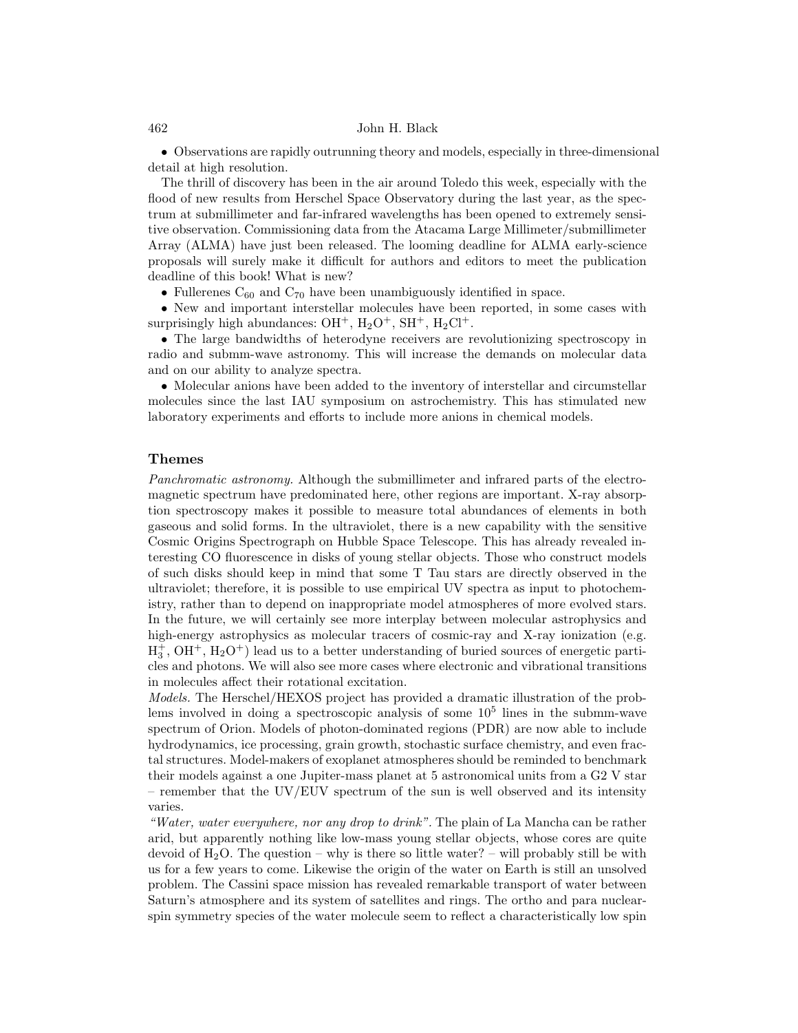- Observations are rapidly outrunning theory and models, especially in three-dimensional detail at high resolution.

The thrill of discovery has been in the air around Toledo this week, especially with the flood of new results from Herschel Space Observatory during the last year, as the spectrum at submillimeter and far-infrared wavelengths has been opened to extremely sensitive observation. Commissioning data from the Atacama Large Millimeter/submillimeter Array (ALMA) have just been released. The looming deadline for ALMA early-science proposals will surely make it difficult for authors and editors to meet the publication deadline of this book! What is new?

- Fullerenes $C_{60}$ and $C_{70}$ have been unambiguously identified in space.
- New and important interstellar molecules have been reported, in some cases with surprisingly high abundances: $OH^+$, $H_2O^+$, $SH^+$, $H_2Cl^+$.
- The large bandwidths of heterodyne receivers are revolutionizing spectroscopy in radio and submm-wave astronomy. This will increase the demands on molecular data and on our ability to analyze spectra.
- Molecular anions have been added to the inventory of interstellar and circumstellar molecules since the last IAU symposium on astrochemistry. This has stimulated new laboratory experiments and efforts to include more anions in chemical models.

## Themes

*Panchromatic astronomy.* Although the submillimeter and infrared parts of the electromagnetic spectrum have predominated here, other regions are important. X-ray absorption spectroscopy makes it possible to measure total abundances of elements in both gaseous and solid forms. In the ultraviolet, there is a new capability with the sensitive Cosmic Origins Spectrograph on Hubble Space Telescope. This has already revealed interesting CO fluorescence in disks of young stellar objects. Those who construct models of such disks should keep in mind that some T Tau stars are directly observed in the ultraviolet; therefore, it is possible to use empirical UV spectra as input to photochemistry, rather than to depend on inappropriate model atmospheres of more evolved stars. In the future, we will certainly see more interplay between molecular astrophysics and high-energy astrophysics as molecular tracers of cosmic-ray and X-ray ionization (e.g. $H_3^+$, $OH^+$, $H_2O^+$) lead us to a better understanding of buried sources of energetic particles and photons. We will also see more cases where electronic and vibrational transitions in molecules affect their rotational excitation.

*Models.* The Herschel/HEXOS project has provided a dramatic illustration of the problems involved in doing a spectroscopic analysis of some $10^5$ lines in the submm-wave spectrum of Orion. Models of photon-dominated regions (PDR) are now able to include hydrodynamics, ice processing, grain growth, stochastic surface chemistry, and even fractal structures. Model-makers of exoplanet atmospheres should be reminded to benchmark their models against a one Jupiter-mass planet at 5 astronomical units from a G2 V star – remember that the UV/EUV spectrum of the sun is well observed and its intensity varies.

*"Water, water everywhere, nor any drop to drink".* The plain of La Mancha can be rather arid, but apparently nothing like low-mass young stellar objects, whose cores are quite devoid of $H_2O$. The question – why is there so little water? – will probably still be with us for a few years to come. Likewise the origin of the water on Earth is still an unsolved problem. The Cassini space mission has revealed remarkable transport of water between Saturn's atmosphere and its system of satellites and rings. The ortho and para nuclear-spin symmetry species of the water molecule seem to reflect a characteristically low spin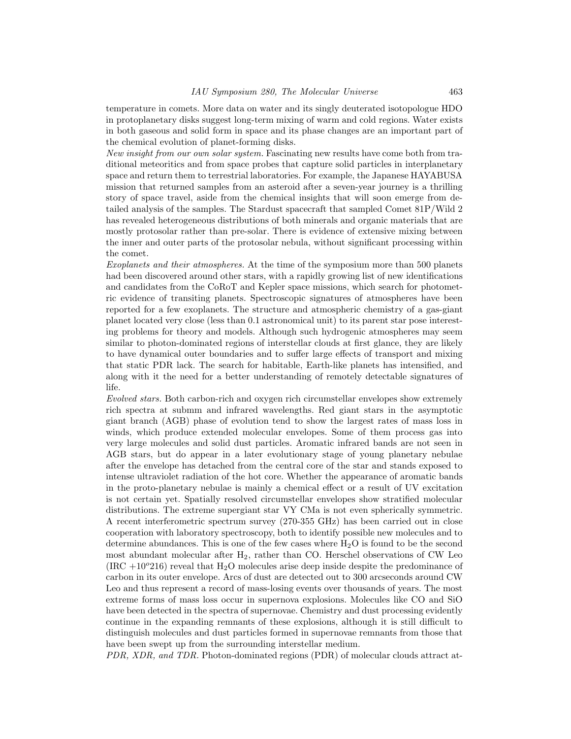temperature in comets. More data on water and its singly deuterated isotopologue HDO in protoplanetary disks suggest long-term mixing of warm and cold regions. Water exists in both gaseous and solid form in space and its phase changes are an important part of the chemical evolution of planet-forming disks.

*New insight from our own solar system.* Fascinating new results have come both from traditional meteoritics and from space probes that capture solid particles in interplanetary space and return them to terrestrial laboratories. For example, the Japanese HAYABUSA mission that returned samples from an asteroid after a seven-year journey is a thrilling story of space travel, aside from the chemical insights that will soon emerge from detailed analysis of the samples. The Stardust spacecraft that sampled Comet 81P/Wild 2 has revealed heterogeneous distributions of both minerals and organic materials that are mostly protosolar rather than pre-solar. There is evidence of extensive mixing between the inner and outer parts of the protosolar nebula, without significant processing within the comet.

*Exoplanets and their atmospheres.* At the time of the symposium more than 500 planets had been discovered around other stars, with a rapidly growing list of new identifications and candidates from the CoRoT and Kepler space missions, which search for photometric evidence of transiting planets. Spectroscopic signatures of atmospheres have been reported for a few exoplanets. The structure and atmospheric chemistry of a gas-giant planet located very close (less than 0.1 astronomical unit) to its parent star pose interesting problems for theory and models. Although such hydrogenic atmospheres may seem similar to photon-dominated regions of interstellar clouds at first glance, they are likely to have dynamical outer boundaries and to suffer large effects of transport and mixing that static PDR lack. The search for habitable, Earth-like planets has intensified, and along with it the need for a better understanding of remotely detectable signatures of life.

*Evolved stars.* Both carbon-rich and oxygen rich circumstellar envelopes show extremely rich spectra at submm and infrared wavelengths. Red giant stars in the asymptotic giant branch (AGB) phase of evolution tend to show the largest rates of mass loss in winds, which produce extended molecular envelopes. Some of them process gas into very large molecules and solid dust particles. Aromatic infrared bands are not seen in AGB stars, but do appear in a later evolutionary stage of young planetary nebulae after the envelope has detached from the central core of the star and stands exposed to intense ultraviolet radiation of the hot core. Whether the appearance of aromatic bands in the proto-planetary nebulae is mainly a chemical effect or a result of UV excitation is not certain yet. Spatially resolved circumstellar envelopes show stratified molecular distributions. The extreme supergiant star VY CMa is not even spherically symmetric. A recent interferometric spectrum survey (270-355 GHz) has been carried out in close cooperation with laboratory spectroscopy, both to identify possible new molecules and to determine abundances. This is one of the few cases where $H_2O$ is found to be the second most abundant molecular after $H_2$, rather than CO. Herschel observations of CW Leo (IRC $+10^o216$) reveal that $H_2O$ molecules arise deep inside despite the predominance of carbon in its outer envelope. Arcs of dust are detected out to 300 arcseconds around CW Leo and thus represent a record of mass-losing events over thousands of years. The most extreme forms of mass loss occur in supernova explosions. Molecules like CO and SiO have been detected in the spectra of supernovae. Chemistry and dust processing evidently continue in the expanding remnants of these explosions, although it is still difficult to distinguish molecules and dust particles formed in supernovae remnants from those that have been swept up from the surrounding interstellar medium.

*PDR, XDR, and TDR.* Photon-dominated regions (PDR) of molecular clouds attract at-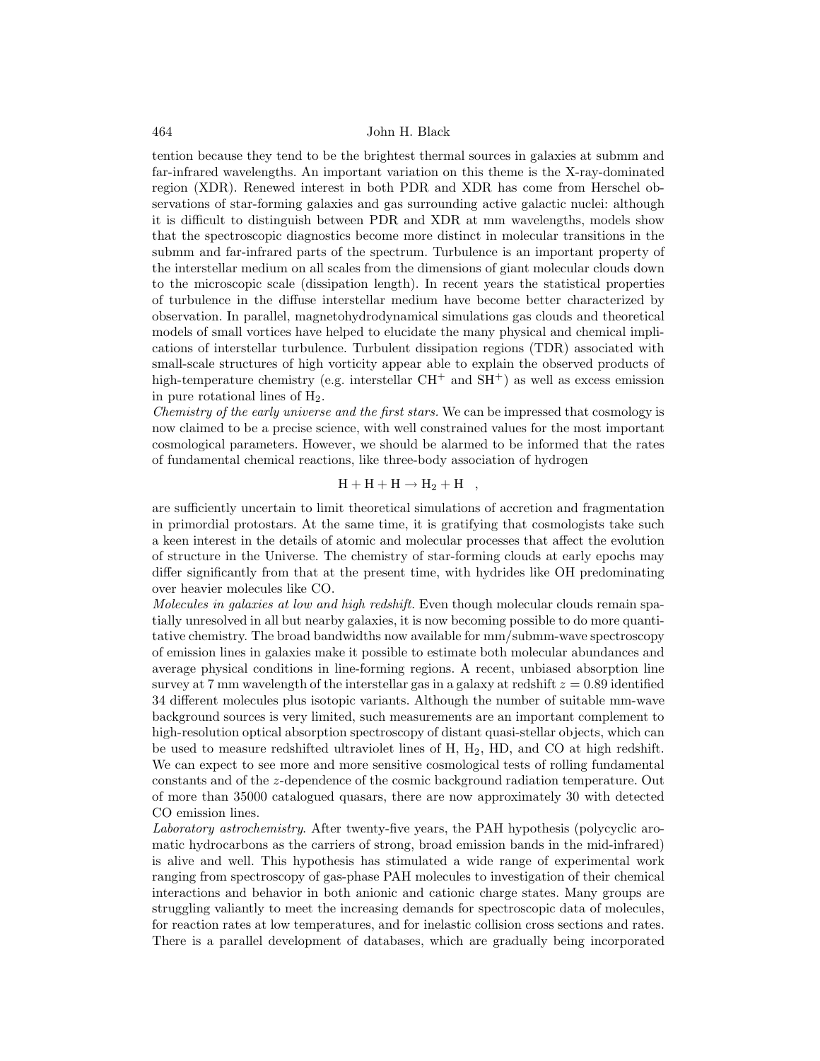tention because they tend to be the brightest thermal sources in galaxies at submm and far-infrared wavelengths. An important variation on this theme is the X-ray-dominated region (XDR). Renewed interest in both PDR and XDR has come from Herschel observations of star-forming galaxies and gas surrounding active galactic nuclei: although it is difficult to distinguish between PDR and XDR at mm wavelengths, models show that the spectroscopic diagnostics become more distinct in molecular transitions in the submm and far-infrared parts of the spectrum. Turbulence is an important property of the interstellar medium on all scales from the dimensions of giant molecular clouds down to the microscopic scale (dissipation length). In recent years the statistical properties of turbulence in the diffuse interstellar medium have become better characterized by observation. In parallel, magnetohydrodynamical simulations gas clouds and theoretical models of small vortices have helped to elucidate the many physical and chemical implications of interstellar turbulence. Turbulent dissipation regions (TDR) associated with small-scale structures of high vorticity appear able to explain the observed products of high-temperature chemistry (e.g. interstellar $CH^+$ and $SH^+$) as well as excess emission in pure rotational lines of $H_2$.

*Chemistry of the early universe and the first stars.* We can be impressed that cosmology is now claimed to be a precise science, with well constrained values for the most important cosmological parameters. However, we should be alarmed to be informed that the rates of fundamental chemical reactions, like three-body association of hydrogen

$$\mathrm{H + H + H \rightarrow H_2 + H} \quad ,$$

are sufficiently uncertain to limit theoretical simulations of accretion and fragmentation in primordial protostars. At the same time, it is gratifying that cosmologists take such a keen interest in the details of atomic and molecular processes that affect the evolution of structure in the Universe. The chemistry of star-forming clouds at early epochs may differ significantly from that at the present time, with hydrides like OH predominating over heavier molecules like CO.

*Molecules in galaxies at low and high redshift.* Even though molecular clouds remain spatially unresolved in all but nearby galaxies, it is now becoming possible to do more quantitative chemistry. The broad bandwidths now available for mm/submm-wave spectroscopy of emission lines in galaxies make it possible to estimate both molecular abundances and average physical conditions in line-forming regions. A recent, unbiased absorption line survey at 7 mm wavelength of the interstellar gas in a galaxy at redshift $z = 0.89$ identified 34 different molecules plus isotopic variants. Although the number of suitable mm-wave background sources is very limited, such measurements are an important complement to high-resolution optical absorption spectroscopy of distant quasi-stellar objects, which can be used to measure redshifted ultraviolet lines of H, $H_2$, HD, and CO at high redshift. We can expect to see more and more sensitive cosmological tests of rolling fundamental constants and of the $z$-dependence of the cosmic background radiation temperature. Out of more than 35000 catalogued quasars, there are now approximately 30 with detected CO emission lines.

*Laboratory astrochemistry.* After twenty-five years, the PAH hypothesis (polycyclic aromatic hydrocarbons as the carriers of strong, broad emission bands in the mid-infrared) is alive and well. This hypothesis has stimulated a wide range of experimental work ranging from spectroscopy of gas-phase PAH molecules to investigation of their chemical interactions and behavior in both anionic and cationic charge states. Many groups are struggling valiantly to meet the increasing demands for spectroscopic data of molecules, for reaction rates at low temperatures, and for inelastic collision cross sections and rates. There is a parallel development of databases, which are gradually being incorporated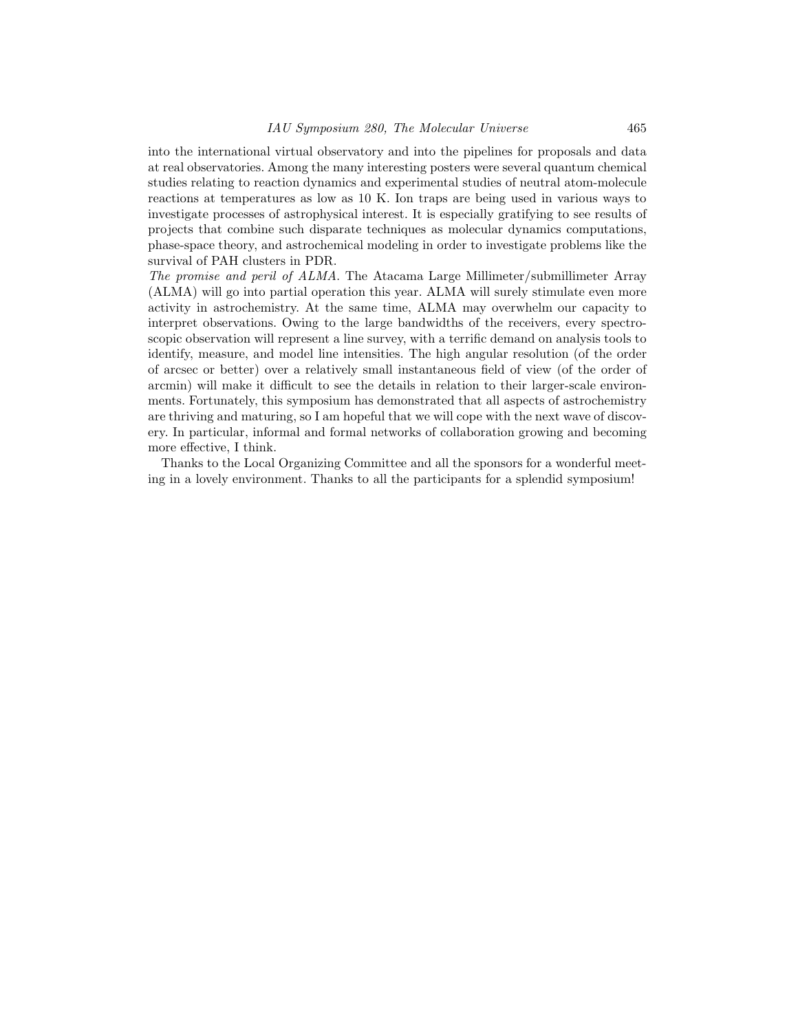into the international virtual observatory and into the pipelines for proposals and data at real observatories. Among the many interesting posters were several quantum chemical studies relating to reaction dynamics and experimental studies of neutral atom-molecule reactions at temperatures as low as 10 K. Ion traps are being used in various ways to investigate processes of astrophysical interest. It is especially gratifying to see results of projects that combine such disparate techniques as molecular dynamics computations, phase-space theory, and astrochemical modeling in order to investigate problems like the survival of PAH clusters in PDR.

*The promise and peril of ALMA.* The Atacama Large Millimeter/submillimeter Array (ALMA) will go into partial operation this year. ALMA will surely stimulate even more activity in astrochemistry. At the same time, ALMA may overwhelm our capacity to interpret observations. Owing to the large bandwidths of the receivers, every spectroscopic observation will represent a line survey, with a terrific demand on analysis tools to identify, measure, and model line intensities. The high angular resolution (of the order of arcsec or better) over a relatively small instantaneous field of view (of the order of arcmin) will make it difficult to see the details in relation to their larger-scale environments. Fortunately, this symposium has demonstrated that all aspects of astrochemistry are thriving and maturing, so I am hopeful that we will cope with the next wave of discovery. In particular, informal and formal networks of collaboration growing and becoming more effective, I think.

Thanks to the Local Organizing Committee and all the sponsors for a wonderful meeting in a lovely environment. Thanks to all the participants for a splendid symposium!